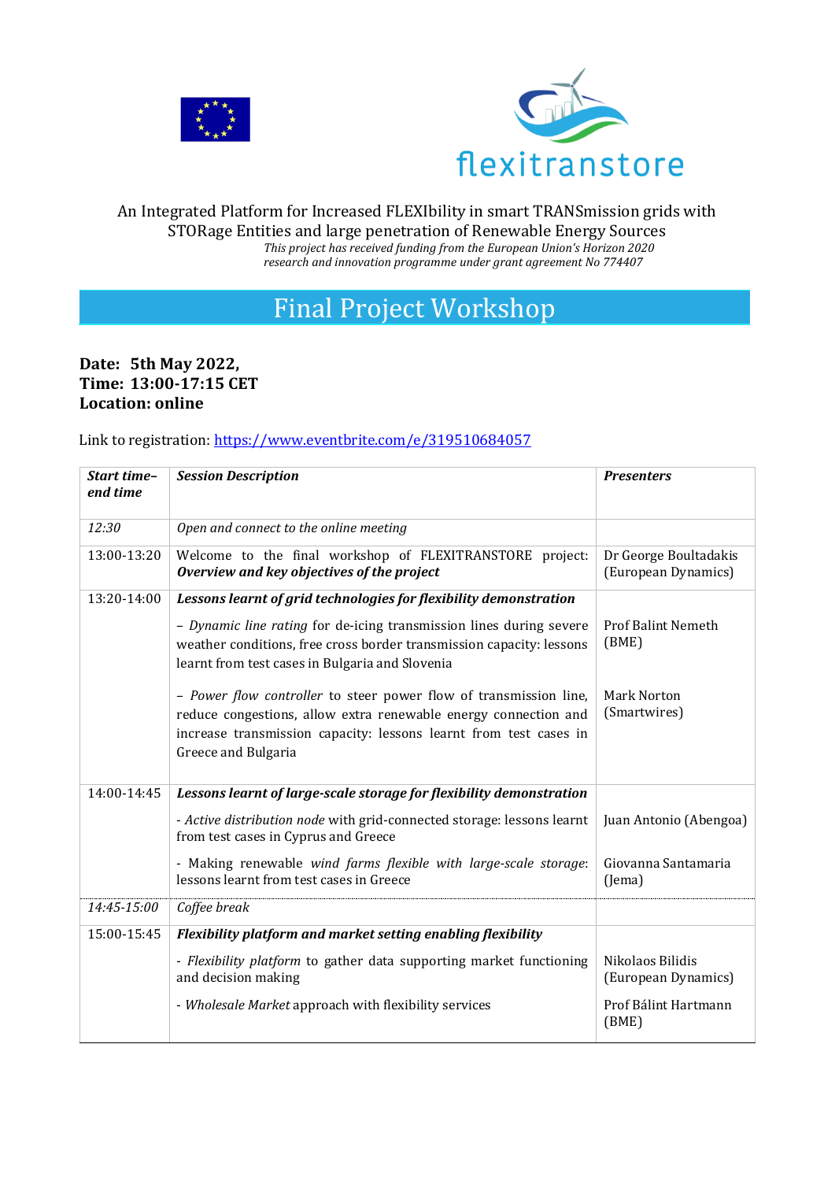flexitranstore

An Integrated Platform for Increased FLEXIbility in smart TRANSmission grids with STORage Entities and large penetration of Renewable Energy Sources

*This project has received funding from the European Union's Horizon 2020 research and innovation programme under grant agreement No 774407*

# Final Project Workshop

**Date: 5th May 2022,**
**Time: 13:00-17:15 CET**
**Location: online**

Link to registration: https://www.eventbrite.com/e/319510684057

| ***Start time–end time*** | ***Session Description*** | ***Presenters*** |
|---|---|---|
| *12:30* | *Open and connect to the online meeting* | |
| 13:00-13:20 | Welcome to the final workshop of FLEXITRANSTORE project: ***Overview and key objectives of the project*** | Dr George Boultadakis (European Dynamics) |
| 13:20-14:00 | ***Lessons learnt of grid technologies for flexibility demonstration*** | |
| | – *Dynamic line rating* for de-icing transmission lines during severe weather conditions, free cross border transmission capacity: lessons learnt from test cases in Bulgaria and Slovenia | Prof Balint Nemeth (BME) |
| | – *Power flow controller* to steer power flow of transmission line, reduce congestions, allow extra renewable energy connection and increase transmission capacity: lessons learnt from test cases in Greece and Bulgaria | Mark Norton (Smartwires) |
| 14:00-14:45 | ***Lessons learnt of large-scale storage for flexibility demonstration*** | |
| | - *Active distribution node* with grid-connected storage: lessons learnt from test cases in Cyprus and Greece | Juan Antonio (Abengoa) |
| | - Making renewable *wind farms flexible with large-scale storage*: lessons learnt from test cases in Greece | Giovanna Santamaria (Jema) |
| *14:45-15:00* | *Coffee break* | |
| 15:00-15:45 | ***Flexibility platform and market setting enabling flexibility*** | |
| | - *Flexibility platform* to gather data supporting market functioning and decision making | Nikolaos Bilidis (European Dynamics) |
| | - *Wholesale Market* approach with flexibility services | Prof Bálint Hartmann (BME) |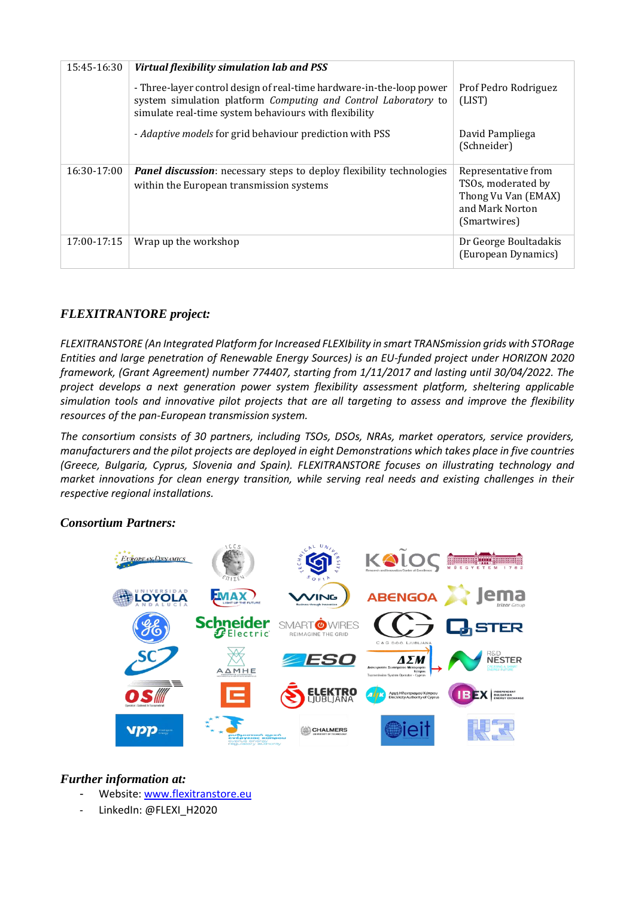| | | |
|---|---|---|
| 15:45-16:30 | ***Virtual flexibility simulation lab and PSS*** <br> - Three-layer control design of real-time hardware-in-the-loop power system simulation platform *Computing and Control Laboratory* to simulate real-time system behaviours with flexibility <br> - *Adaptive models* for grid behaviour prediction with PSS | Prof Pedro Rodriguez (LIST) <br> David Pampliega (Schneider) |
| 16:30-17:00 | ***Panel discussion***: necessary steps to deploy flexibility technologies within the European transmission systems | Representative from TSOs, moderated by Thong Vu Van (EMAX) and Mark Norton (Smartwires) |
| 17:00-17:15 | Wrap up the workshop | Dr George Boultadakis (European Dynamics) |

### *FLEXITRANTORE project:*

*FLEXITRANSTORE (An Integrated Platform for Increased FLEXIbility in smart TRANSmission grids with STORage Entities and large penetration of Renewable Energy Sources) is an EU-funded project under HORIZON 2020 framework, (Grant Agreement) number 774407, starting from 1/11/2017 and lasting until 30/04/2022. The project develops a next generation power system flexibility assessment platform, sheltering applicable simulation tools and innovative pilot projects that are all targeting to assess and improve the flexibility resources of the pan-European transmission system.*

*The consortium consists of 30 partners, including TSOs, DSOs, NRAs, market operators, service providers, manufacturers and the pilot projects are deployed in eight Demonstrations which takes place in five countries (Greece, Bulgaria, Cyprus, Slovenia and Spain). FLEXITRANSTORE focuses on illustrating technology and market innovations for clean energy transition, while serving real needs and existing challenges in their respective regional installations.*

### *Consortium Partners:*

### *Further information at:*

- Website: [www.flexitranstore.eu](http://www.flexitranstore.eu)
- LinkedIn: @FLEXI_H2020